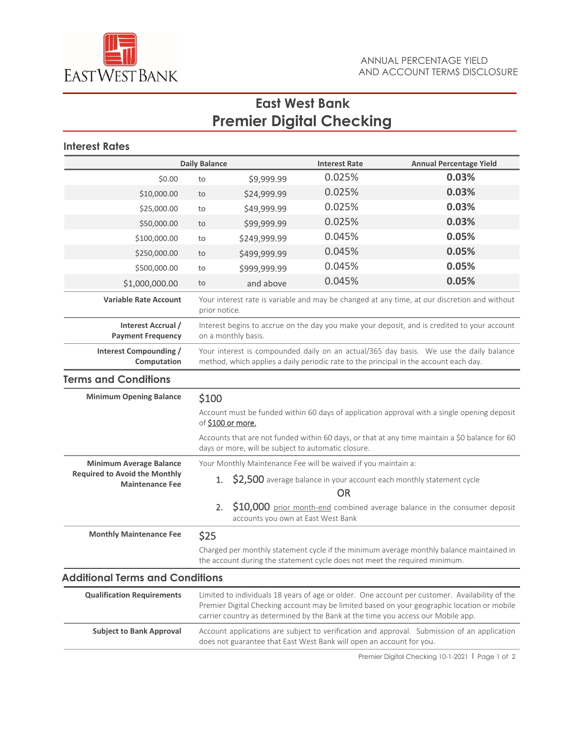EAST WEST BANK

ANNUAL PERCENTAGE YIELD AND ACCOUNT TERMS DISCLOSURE

# East West Bank
# Premier Digital Checking

## Interest Rates

| Daily Balance | | | Interest Rate | Annual Percentage Yield |
|---|---|---|---|---|
| $0.00 | to | $9,999.99 | 0.025% | **0.03%** |
| $10,000.00 | to | $24,999.99 | 0.025% | **0.03%** |
| $25,000.00 | to | $49,999.99 | 0.025% | **0.03%** |
| $50,000.00 | to | $99,999.99 | 0.025% | **0.03%** |
| $100,000.00 | to | $249,999.99 | 0.045% | **0.05%** |
| $250,000.00 | to | $499,999.99 | 0.045% | **0.05%** |
| $500,000.00 | to | $999,999.99 | 0.045% | **0.05%** |
| $1,000,000.00 | to | and above | 0.045% | **0.05%** |

| | |
|---|---|
| **Variable Rate Account** | Your interest rate is variable and may be changed at any time, at our discretion and without prior notice. |
| **Interest Accrual / Payment Frequency** | Interest begins to accrue on the day you make your deposit, and is credited to your account on a monthly basis. |
| **Interest Compounding / Computation** | Your interest is compounded daily on an actual/365 day basis. We use the daily balance method, which applies a daily periodic rate to the principal in the account each day. |

## Terms and Conditions

**Minimum Opening Balance**

$100

Account must be funded within 60 days of application approval with a single opening deposit of $100 or more.

Accounts that are not funded within 60 days, or that at any time maintain a $0 balance for 60 days or more, will be subject to automatic closure.

**Minimum Average Balance Required to Avoid the Monthly Maintenance Fee**

Your Monthly Maintenance Fee will be waived if you maintain a:

1. $2,500 average balance in your account each monthly statement cycle

   OR

2. $10,000 prior month-end combined average balance in the consumer deposit accounts you own at East West Bank

**Monthly Maintenance Fee**

$25

Charged per monthly statement cycle if the minimum average monthly balance maintained in the account during the statement cycle does not meet the required minimum.

## Additional Terms and Conditions

| | |
|---|---|
| **Qualification Requirements** | Limited to individuals 18 years of age or older. One account per customer. Availability of the Premier Digital Checking account may be limited based on your geographic location or mobile carrier country as determined by the Bank at the time you access our Mobile app. |
| **Subject to Bank Approval** | Account applications are subject to verification and approval. Submission of an application does not guarantee that East West Bank will open an account for you. |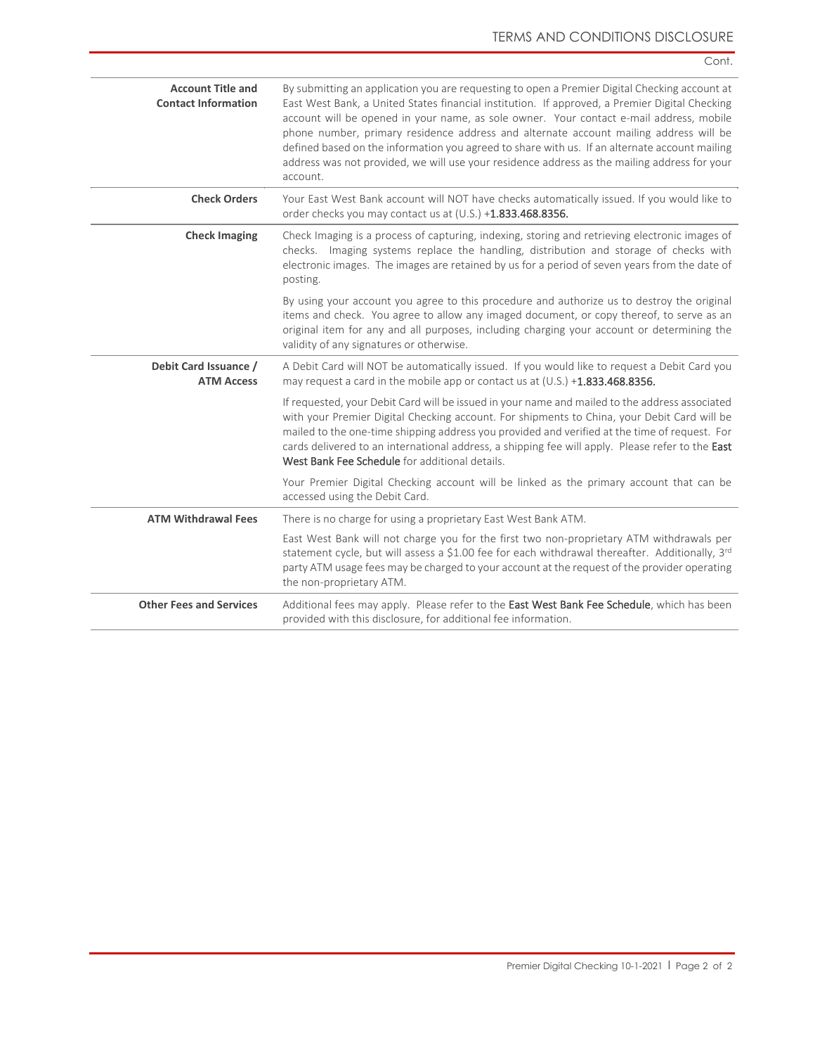# TERMS AND CONDITIONS DISCLOSURE

Cont.

| | |
|---|---|
| **Account Title and Contact Information** | By submitting an application you are requesting to open a Premier Digital Checking account at East West Bank, a United States financial institution. If approved, a Premier Digital Checking account will be opened in your name, as sole owner. Your contact e-mail address, mobile phone number, primary residence address and alternate account mailing address will be defined based on the information you agreed to share with us. If an alternate account mailing address was not provided, we will use your residence address as the mailing address for your account. |
| **Check Orders** | Your East West Bank account will NOT have checks automatically issued. If you would like to order checks you may contact us at (U.S.) +**1.833.468.8356.** |
| **Check Imaging** | Check Imaging is a process of capturing, indexing, storing and retrieving electronic images of checks. Imaging systems replace the handling, distribution and storage of checks with electronic images. The images are retained by us for a period of seven years from the date of posting.<br><br>By using your account you agree to this procedure and authorize us to destroy the original items and check. You agree to allow any imaged document, or copy thereof, to serve as an original item for any and all purposes, including charging your account or determining the validity of any signatures or otherwise. |
| **Debit Card Issuance / ATM Access** | A Debit Card will NOT be automatically issued. If you would like to request a Debit Card you may request a card in the mobile app or contact us at (U.S.) +**1.833.468.8356.**<br><br>If requested, your Debit Card will be issued in your name and mailed to the address associated with your Premier Digital Checking account. For shipments to China, your Debit Card will be mailed to the one-time shipping address you provided and verified at the time of request. For cards delivered to an international address, a shipping fee will apply. Please refer to the **East West Bank Fee Schedule** for additional details.<br><br>Your Premier Digital Checking account will be linked as the primary account that can be accessed using the Debit Card. |
| **ATM Withdrawal Fees** | There is no charge for using a proprietary East West Bank ATM.<br><br>East West Bank will not charge you for the first two non-proprietary ATM withdrawals per statement cycle, but will assess a $1.00 fee for each withdrawal thereafter. Additionally, 3rd party ATM usage fees may be charged to your account at the request of the provider operating the non-proprietary ATM. |
| **Other Fees and Services** | Additional fees may apply. Please refer to the **East West Bank Fee Schedule**, which has been provided with this disclosure, for additional fee information. |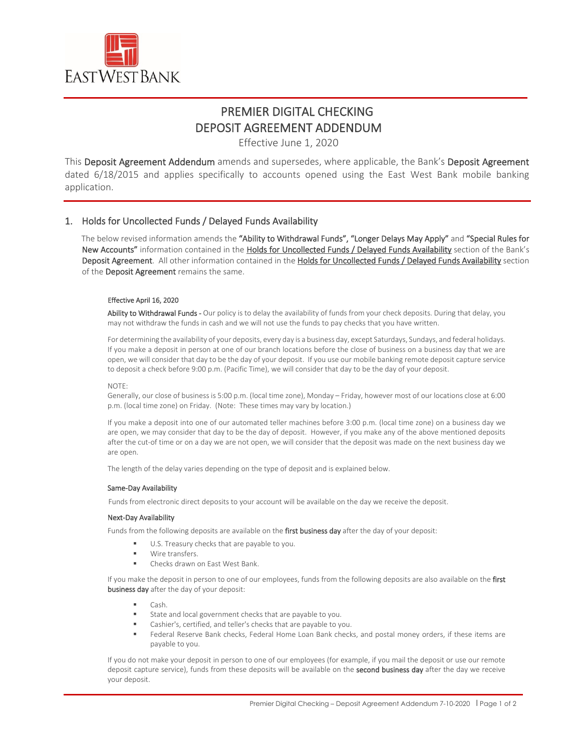# PREMIER DIGITAL CHECKING
# DEPOSIT AGREEMENT ADDENDUM

Effective June 1, 2020

This **Deposit Agreement Addendum** amends and supersedes, where applicable, the Bank's **Deposit Agreement** dated 6/18/2015 and applies specifically to accounts opened using the East West Bank mobile banking application.

## 1. Holds for Uncollected Funds / Delayed Funds Availability

The below revised information amends the **"Ability to Withdrawal Funds", "Longer Delays May Apply"** and **"Special Rules for New Accounts"** information contained in the Holds for Uncollected Funds / Delayed Funds Availability section of the Bank's **Deposit Agreement**. All other information contained in the Holds for Uncollected Funds / Delayed Funds Availability section of the **Deposit Agreement** remains the same.

**Effective April 16, 2020**

**Ability to Withdrawal Funds -** Our policy is to delay the availability of funds from your check deposits. During that delay, you may not withdraw the funds in cash and we will not use the funds to pay checks that you have written.

For determining the availability of your deposits, every day is a business day, except Saturdays, Sundays, and federal holidays. If you make a deposit in person at one of our branch locations before the close of business on a business day that we are open, we will consider that day to be the day of your deposit. If you use our mobile banking remote deposit capture service to deposit a check before 9:00 p.m. (Pacific Time), we will consider that day to be the day of your deposit.

NOTE:
Generally, our close of business is 5:00 p.m. (local time zone), Monday – Friday, however most of our locations close at 6:00 p.m. (local time zone) on Friday. (Note: These times may vary by location.)

If you make a deposit into one of our automated teller machines before 3:00 p.m. (local time zone) on a business day we are open, we may consider that day to be the day of deposit. However, if you make any of the above mentioned deposits after the cut-of time or on a day we are not open, we will consider that the deposit was made on the next business day we are open.

The length of the delay varies depending on the type of deposit and is explained below.

**Same-Day Availability**

Funds from electronic direct deposits to your account will be available on the day we receive the deposit.

**Next-Day Availability**

Funds from the following deposits are available on the **first business day** after the day of your deposit:

- U.S. Treasury checks that are payable to you.
- Wire transfers.
- Checks drawn on East West Bank.

If you make the deposit in person to one of our employees, funds from the following deposits are also available on the **first business day** after the day of your deposit:

- Cash.
- State and local government checks that are payable to you.
- Cashier's, certified, and teller's checks that are payable to you.
- Federal Reserve Bank checks, Federal Home Loan Bank checks, and postal money orders, if these items are payable to you.

If you do not make your deposit in person to one of our employees (for example, if you mail the deposit or use our remote deposit capture service), funds from these deposits will be available on the **second business day** after the day we receive your deposit.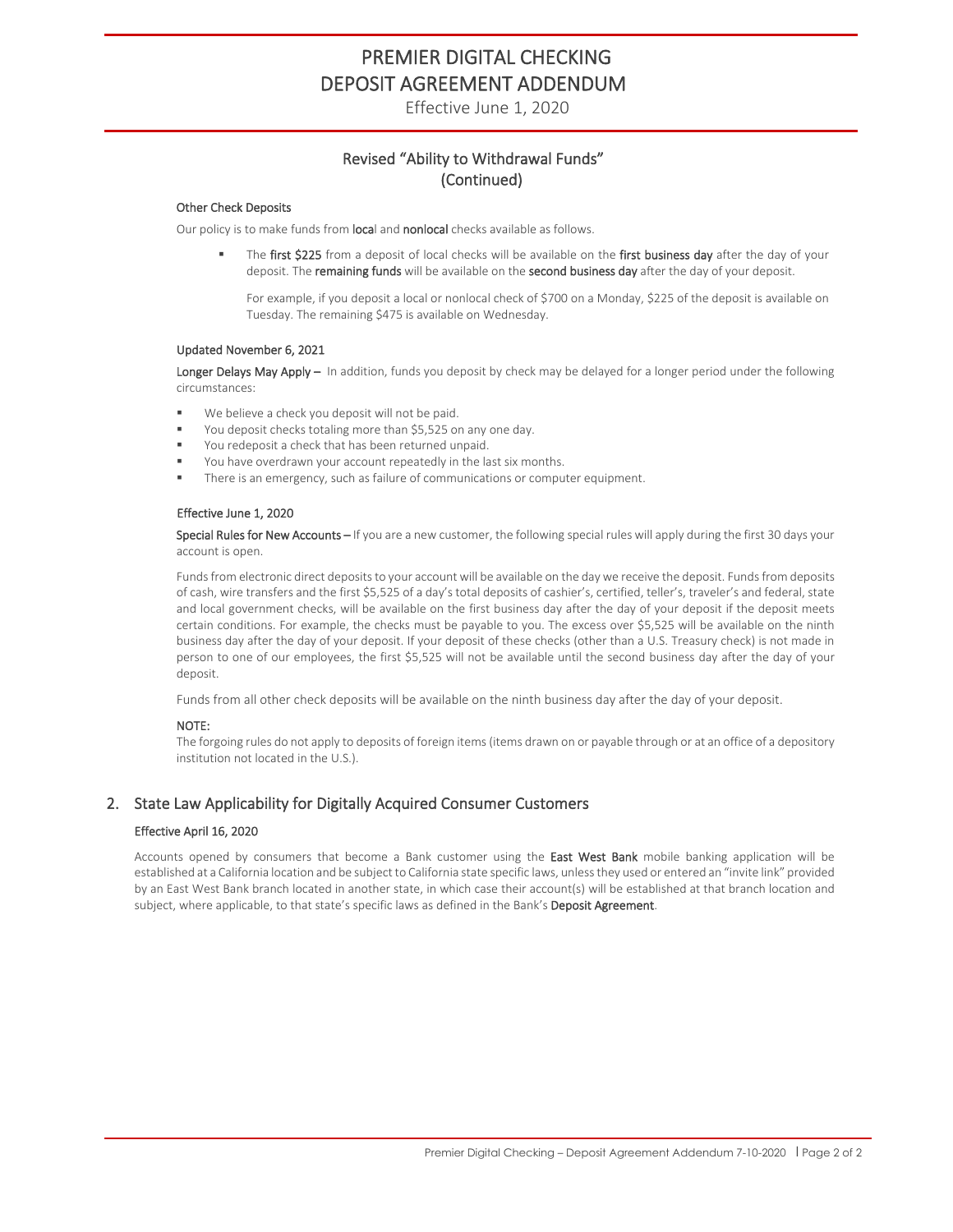# PREMIER DIGITAL CHECKING
# DEPOSIT AGREEMENT ADDENDUM

Effective June 1, 2020

## Revised "Ability to Withdrawal Funds" (Continued)

#### Other Check Deposits

Our policy is to make funds from **local** and **nonlocal** checks available as follows.

- The **first $225** from a deposit of local checks will be available on the **first business day** after the day of your deposit. The **remaining funds** will be available on the **second business day** after the day of your deposit.

  For example, if you deposit a local or nonlocal check of $700 on a Monday, $225 of the deposit is available on Tuesday. The remaining $475 is available on Wednesday.

#### Updated November 6, 2021

**Longer Delays May Apply –** In addition, funds you deposit by check may be delayed for a longer period under the following circumstances:

- We believe a check you deposit will not be paid.
- You deposit checks totaling more than $5,525 on any one day.
- You redeposit a check that has been returned unpaid.
- You have overdrawn your account repeatedly in the last six months.
- There is an emergency, such as failure of communications or computer equipment.

#### Effective June 1, 2020

**Special Rules for New Accounts –** If you are a new customer, the following special rules will apply during the first 30 days your account is open.

Funds from electronic direct deposits to your account will be available on the day we receive the deposit. Funds from deposits of cash, wire transfers and the first $5,525 of a day's total deposits of cashier's, certified, teller's, traveler's and federal, state and local government checks, will be available on the first business day after the day of your deposit if the deposit meets certain conditions. For example, the checks must be payable to you. The excess over $5,525 will be available on the ninth business day after the day of your deposit. If your deposit of these checks (other than a U.S. Treasury check) is not made in person to one of our employees, the first $5,525 will not be available until the second business day after the day of your deposit.

Funds from all other check deposits will be available on the ninth business day after the day of your deposit.

**NOTE:**
The forgoing rules do not apply to deposits of foreign items (items drawn on or payable through or at an office of a depository institution not located in the U.S.).

## 2. State Law Applicability for Digitally Acquired Consumer Customers

#### Effective April 16, 2020

Accounts opened by consumers that become a Bank customer using the **East West Bank** mobile banking application will be established at a California location and be subject to California state specific laws, unless they used or entered an "invite link" provided by an East West Bank branch located in another state, in which case their account(s) will be established at that branch location and subject, where applicable, to that state's specific laws as defined in the Bank's **Deposit Agreement**.